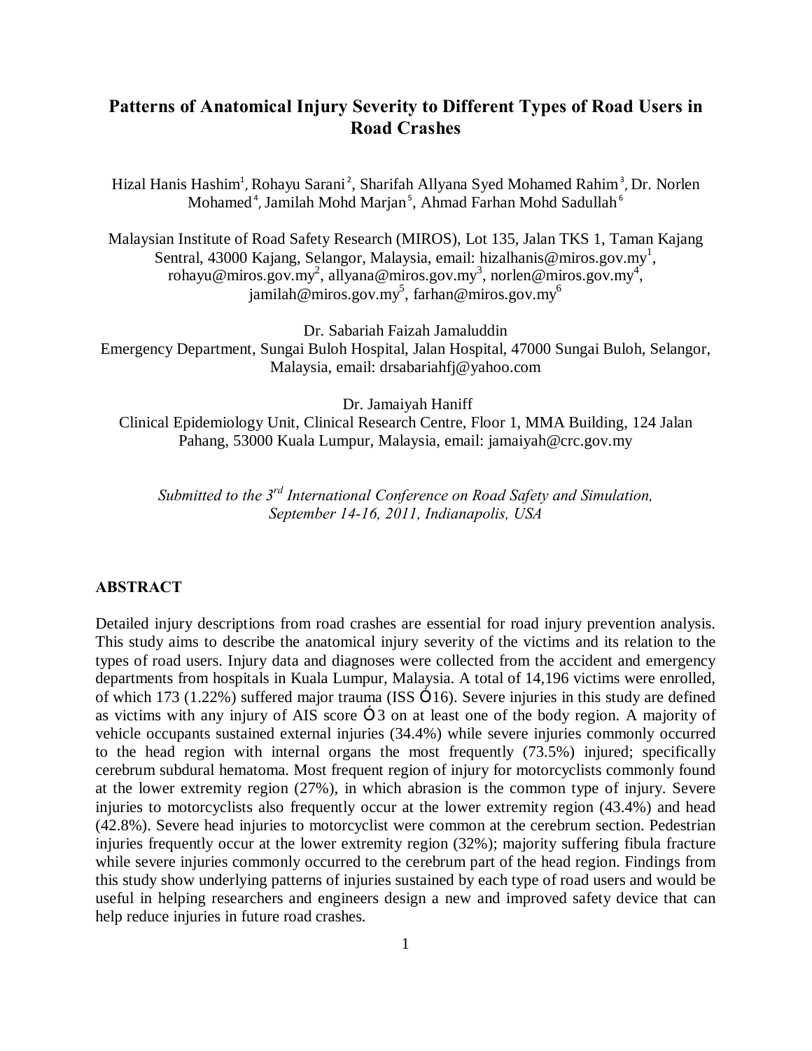# Patterns of Anatomical Injury Severity to Different Types of Road Users in Road Crashes

Hizal Hanis Hashim[1], Rohayu Sarani[2], Sharifah Allyana Syed Mohamed Rahim[3], Dr. Norlen Mohamed[4], Jamilah Mohd Marjan[5], Ahmad Farhan Mohd Sadullah[6]

Malaysian Institute of Road Safety Research (MIROS), Lot 135, Jalan TKS 1, Taman Kajang Sentral, 43000 Kajang, Selangor, Malaysia, email: hizalhanis@miros.gov.my[1], rohayu@miros.gov.my[2], allyana@miros.gov.my[3], norlen@miros.gov.my[4], jamilah@miros.gov.my[5], farhan@miros.gov.my[6]

Dr. Sabariah Faizah Jamaluddin
Emergency Department, Sungai Buloh Hospital, Jalan Hospital, 47000 Sungai Buloh, Selangor, Malaysia, email: drsabariahfj@yahoo.com

Dr. Jamaiyah Haniff
Clinical Epidemiology Unit, Clinical Research Centre, Floor 1, MMA Building, 124 Jalan Pahang, 53000 Kuala Lumpur, Malaysia, email: jamaiyah@crc.gov.my

*Submitted to the 3rd International Conference on Road Safety and Simulation, September 14-16, 2011, Indianapolis, USA*

## ABSTRACT

Detailed injury descriptions from road crashes are essential for road injury prevention analysis. This study aims to describe the anatomical injury severity of the victims and its relation to the types of road users. Injury data and diagnoses were collected from the accident and emergency departments from hospitals in Kuala Lumpur, Malaysia. A total of 14,196 victims were enrolled, of which 173 (1.22%) suffered major trauma (ISS ≥16). Severe injuries in this study are defined as victims with any injury of AIS score ≥3 on at least one of the body region. A majority of vehicle occupants sustained external injuries (34.4%) while severe injuries commonly occurred to the head region with internal organs the most frequently (73.5%) injured; specifically cerebrum subdural hematoma. Most frequent region of injury for motorcyclists commonly found at the lower extremity region (27%), in which abrasion is the common type of injury. Severe injuries to motorcyclists also frequently occur at the lower extremity region (43.4%) and head (42.8%). Severe head injuries to motorcyclist were common at the cerebrum section. Pedestrian injuries frequently occur at the lower extremity region (32%); majority suffering fibula fracture while severe injuries commonly occurred to the cerebrum part of the head region. Findings from this study show underlying patterns of injuries sustained by each type of road users and would be useful in helping researchers and engineers design a new and improved safety device that can help reduce injuries in future road crashes.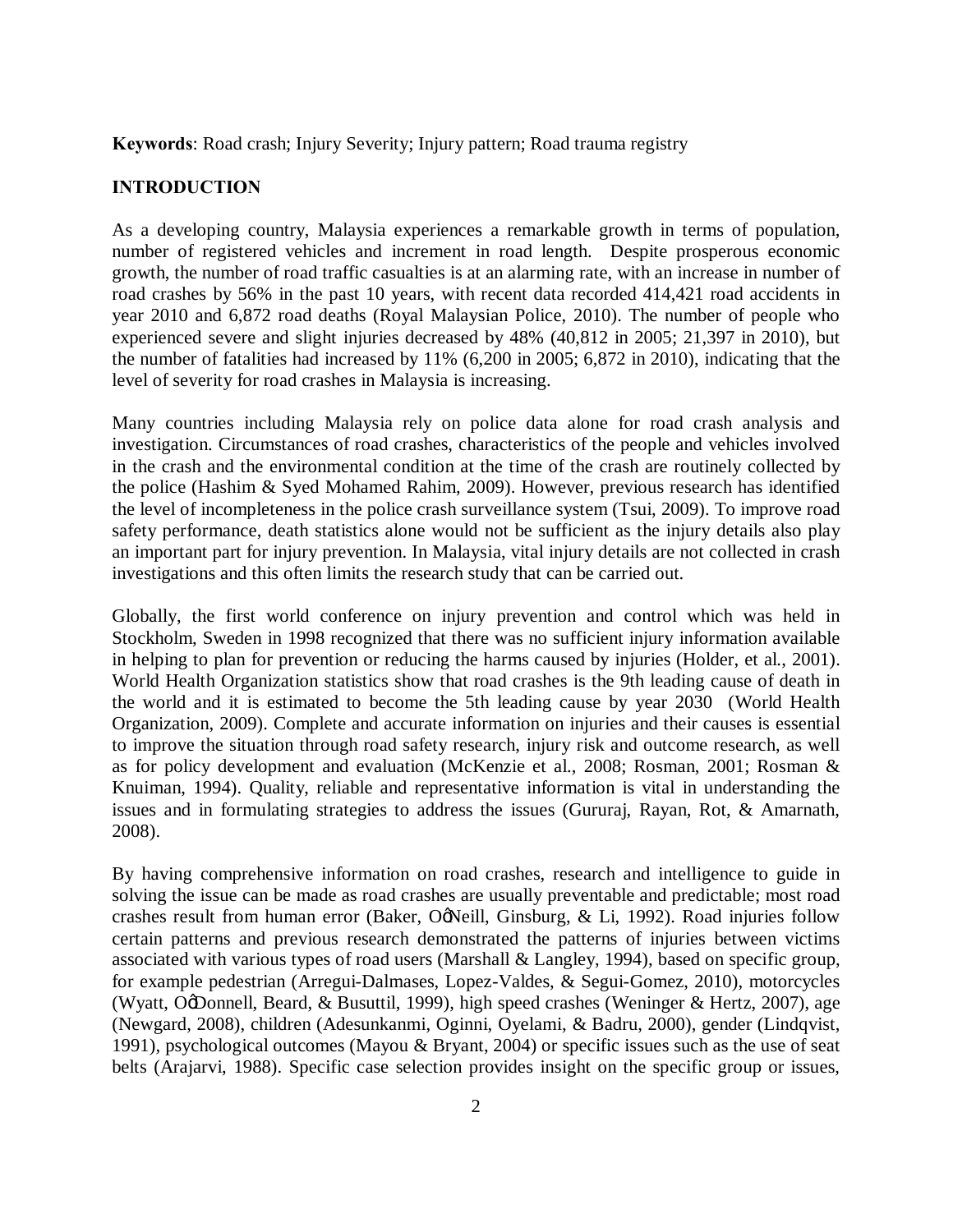**Keywords**: Road crash; Injury Severity; Injury pattern; Road trauma registry

## INTRODUCTION

As a developing country, Malaysia experiences a remarkable growth in terms of population, number of registered vehicles and increment in road length. Despite prosperous economic growth, the number of road traffic casualties is at an alarming rate, with an increase in number of road crashes by 56% in the past 10 years, with recent data recorded 414,421 road accidents in year 2010 and 6,872 road deaths (Royal Malaysian Police, 2010). The number of people who experienced severe and slight injuries decreased by 48% (40,812 in 2005; 21,397 in 2010), but the number of fatalities had increased by 11% (6,200 in 2005; 6,872 in 2010), indicating that the level of severity for road crashes in Malaysia is increasing.

Many countries including Malaysia rely on police data alone for road crash analysis and investigation. Circumstances of road crashes, characteristics of the people and vehicles involved in the crash and the environmental condition at the time of the crash are routinely collected by the police (Hashim & Syed Mohamed Rahim, 2009). However, previous research has identified the level of incompleteness in the police crash surveillance system (Tsui, 2009). To improve road safety performance, death statistics alone would not be sufficient as the injury details also play an important part for injury prevention. In Malaysia, vital injury details are not collected in crash investigations and this often limits the research study that can be carried out.

Globally, the first world conference on injury prevention and control which was held in Stockholm, Sweden in 1998 recognized that there was no sufficient injury information available in helping to plan for prevention or reducing the harms caused by injuries (Holder, et al., 2001). World Health Organization statistics show that road crashes is the 9th leading cause of death in the world and it is estimated to become the 5th leading cause by year 2030 (World Health Organization, 2009). Complete and accurate information on injuries and their causes is essential to improve the situation through road safety research, injury risk and outcome research, as well as for policy development and evaluation (McKenzie et al., 2008; Rosman, 2001; Rosman & Knuiman, 1994). Quality, reliable and representative information is vital in understanding the issues and in formulating strategies to address the issues (Gururaj, Rayan, Rot, & Amarnath, 2008).

By having comprehensive information on road crashes, research and intelligence to guide in solving the issue can be made as road crashes are usually preventable and predictable; most road crashes result from human error (Baker, O'Neill, Ginsburg, & Li, 1992). Road injuries follow certain patterns and previous research demonstrated the patterns of injuries between victims associated with various types of road users (Marshall & Langley, 1994), based on specific group, for example pedestrian (Arregui-Dalmases, Lopez-Valdes, & Segui-Gomez, 2010), motorcycles (Wyatt, O'Donnell, Beard, & Busuttil, 1999), high speed crashes (Weninger & Hertz, 2007), age (Newgard, 2008), children (Adesunkanmi, Oginni, Oyelami, & Badru, 2000), gender (Lindqvist, 1991), psychological outcomes (Mayou & Bryant, 2004) or specific issues such as the use of seat belts (Arajarvi, 1988). Specific case selection provides insight on the specific group or issues,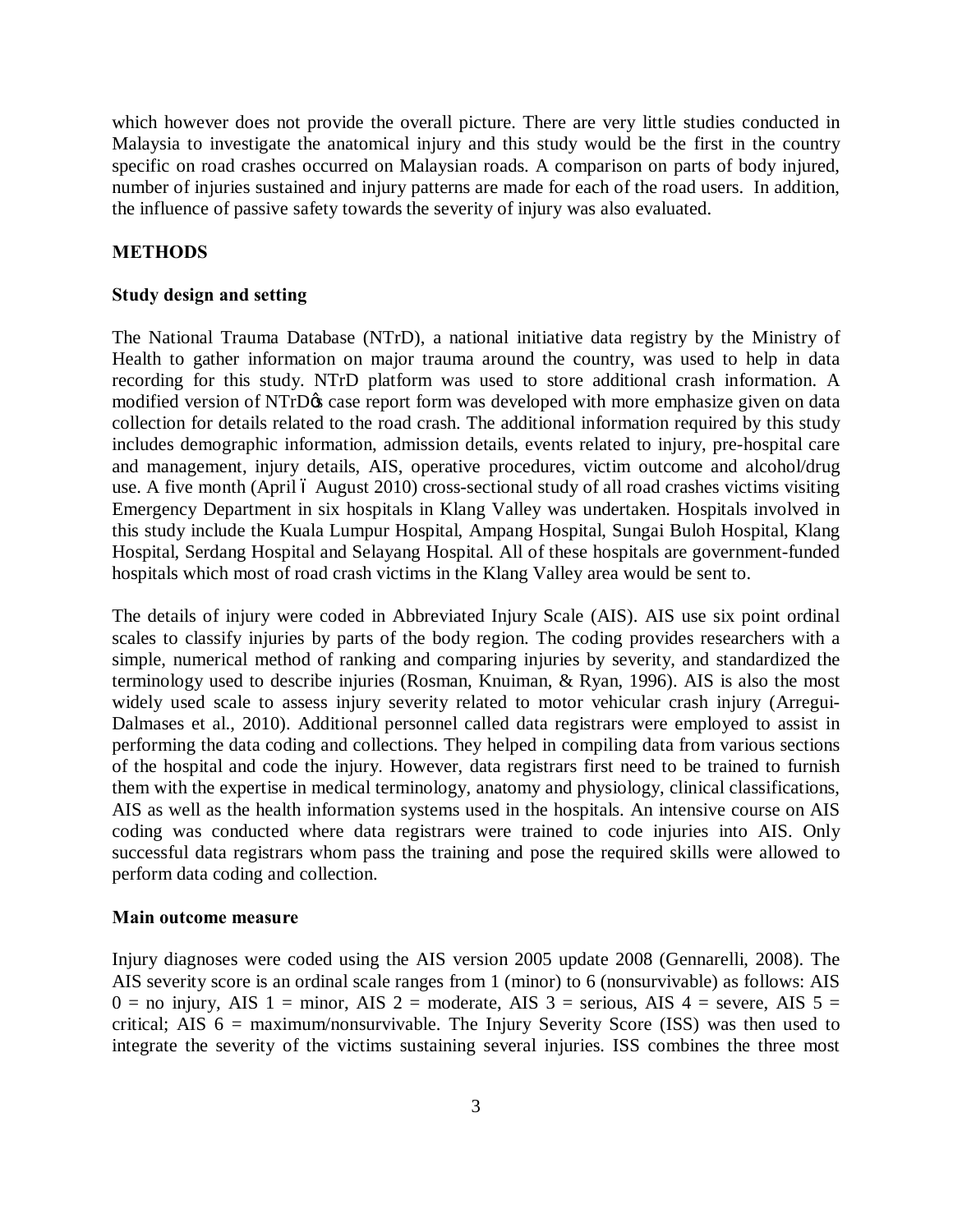which however does not provide the overall picture. There are very little studies conducted in Malaysia to investigate the anatomical injury and this study would be the first in the country specific on road crashes occurred on Malaysian roads. A comparison on parts of body injured, number of injuries sustained and injury patterns are made for each of the road users. In addition, the influence of passive safety towards the severity of injury was also evaluated.

## METHODS

### Study design and setting

The National Trauma Database (NTrD), a national initiative data registry by the Ministry of Health to gather information on major trauma around the country, was used to help in data recording for this study. NTrD platform was used to store additional crash information. A modified version of NTrD's case report form was developed with more emphasize given on data collection for details related to the road crash. The additional information required by this study includes demographic information, admission details, events related to injury, pre-hospital care and management, injury details, AIS, operative procedures, victim outcome and alcohol/drug use. A five month (April – August 2010) cross-sectional study of all road crashes victims visiting Emergency Department in six hospitals in Klang Valley was undertaken. Hospitals involved in this study include the Kuala Lumpur Hospital, Ampang Hospital, Sungai Buloh Hospital, Klang Hospital, Serdang Hospital and Selayang Hospital. All of these hospitals are government-funded hospitals which most of road crash victims in the Klang Valley area would be sent to.

The details of injury were coded in Abbreviated Injury Scale (AIS). AIS use six point ordinal scales to classify injuries by parts of the body region. The coding provides researchers with a simple, numerical method of ranking and comparing injuries by severity, and standardized the terminology used to describe injuries (Rosman, Knuiman, & Ryan, 1996). AIS is also the most widely used scale to assess injury severity related to motor vehicular crash injury (Arregui-Dalmases et al., 2010). Additional personnel called data registrars were employed to assist in performing the data coding and collections. They helped in compiling data from various sections of the hospital and code the injury. However, data registrars first need to be trained to furnish them with the expertise in medical terminology, anatomy and physiology, clinical classifications, AIS as well as the health information systems used in the hospitals. An intensive course on AIS coding was conducted where data registrars were trained to code injuries into AIS. Only successful data registrars whom pass the training and pose the required skills were allowed to perform data coding and collection.

### Main outcome measure

Injury diagnoses were coded using the AIS version 2005 update 2008 (Gennarelli, 2008). The AIS severity score is an ordinal scale ranges from 1 (minor) to 6 (nonsurvivable) as follows: AIS 0 = no injury, AIS 1 = minor, AIS 2 = moderate, AIS 3 = serious, AIS 4 = severe, AIS 5 = critical; AIS 6 = maximum/nonsurvivable. The Injury Severity Score (ISS) was then used to integrate the severity of the victims sustaining several injuries. ISS combines the three most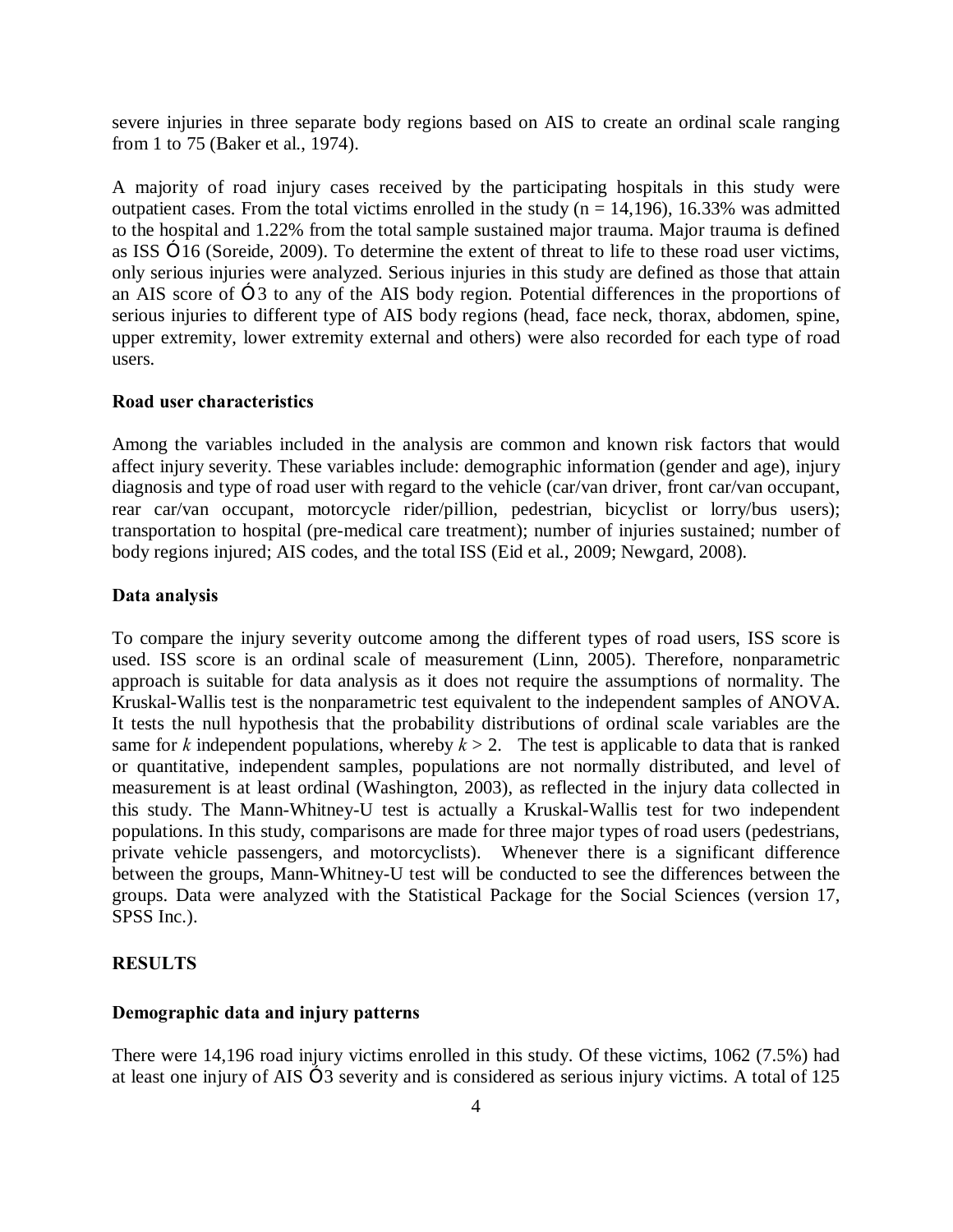severe injuries in three separate body regions based on AIS to create an ordinal scale ranging from 1 to 75 (Baker et al., 1974).

A majority of road injury cases received by the participating hospitals in this study were outpatient cases. From the total victims enrolled in the study ($n = 14,196$), 16.33% was admitted to the hospital and 1.22% from the total sample sustained major trauma. Major trauma is defined as ISS $\geq 16$ (Soreide, 2009). To determine the extent of threat to life to these road user victims, only serious injuries were analyzed. Serious injuries in this study are defined as those that attain an AIS score of $\geq 3$ to any of the AIS body region. Potential differences in the proportions of serious injuries to different type of AIS body regions (head, face neck, thorax, abdomen, spine, upper extremity, lower extremity external and others) were also recorded for each type of road users.

### Road user characteristics

Among the variables included in the analysis are common and known risk factors that would affect injury severity. These variables include: demographic information (gender and age), injury diagnosis and type of road user with regard to the vehicle (car/van driver, front car/van occupant, rear car/van occupant, motorcycle rider/pillion, pedestrian, bicyclist or lorry/bus users); transportation to hospital (pre-medical care treatment); number of injuries sustained; number of body regions injured; AIS codes, and the total ISS (Eid et al., 2009; Newgard, 2008).

### Data analysis

To compare the injury severity outcome among the different types of road users, ISS score is used. ISS score is an ordinal scale of measurement (Linn, 2005). Therefore, nonparametric approach is suitable for data analysis as it does not require the assumptions of normality. The Kruskal-Wallis test is the nonparametric test equivalent to the independent samples of ANOVA. It tests the null hypothesis that the probability distributions of ordinal scale variables are the same for $k$ independent populations, whereby $k > 2$. The test is applicable to data that is ranked or quantitative, independent samples, populations are not normally distributed, and level of measurement is at least ordinal (Washington, 2003), as reflected in the injury data collected in this study. The Mann-Whitney-U test is actually a Kruskal-Wallis test for two independent populations. In this study, comparisons are made for three major types of road users (pedestrians, private vehicle passengers, and motorcyclists). Whenever there is a significant difference between the groups, Mann-Whitney-U test will be conducted to see the differences between the groups. Data were analyzed with the Statistical Package for the Social Sciences (version 17, SPSS Inc.).

## RESULTS

### Demographic data and injury patterns

There were 14,196 road injury victims enrolled in this study. Of these victims, 1062 (7.5%) had at least one injury of AIS $\geq 3$ severity and is considered as serious injury victims. A total of 125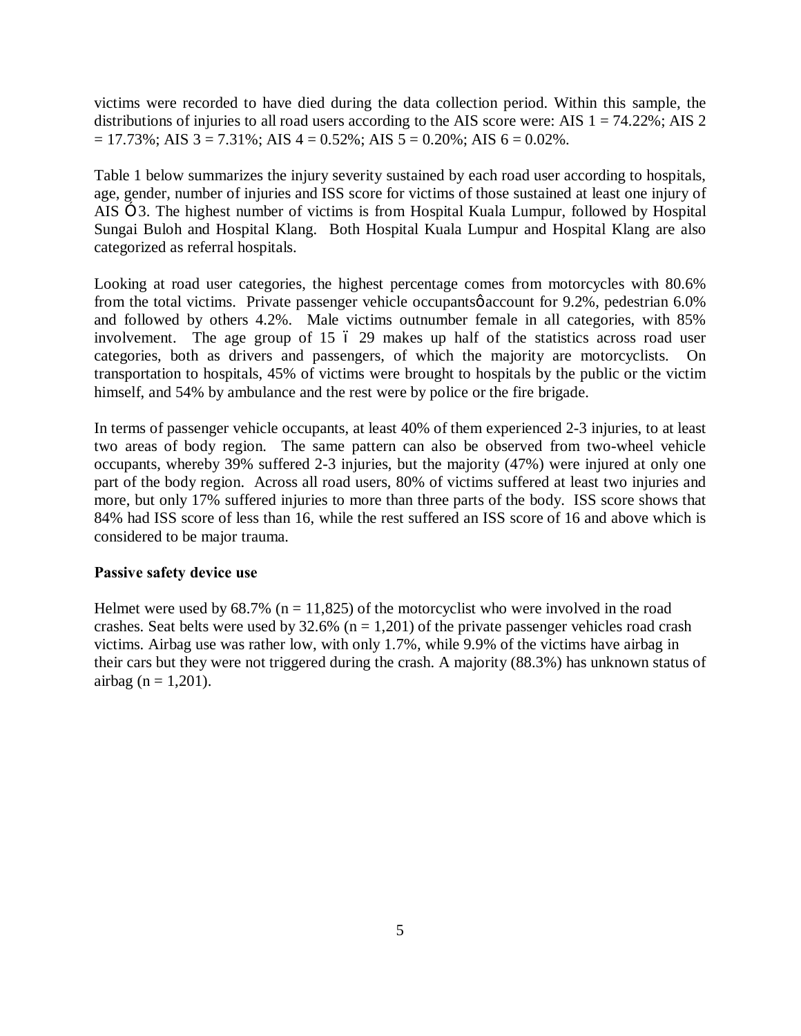victims were recorded to have died during the data collection period. Within this sample, the distributions of injuries to all road users according to the AIS score were: AIS 1 = 74.22%; AIS 2 = 17.73%; AIS 3 = 7.31%; AIS 4 = 0.52%; AIS 5 = 0.20%; AIS 6 = 0.02%.

Table 1 below summarizes the injury severity sustained by each road user according to hospitals, age, gender, number of injuries and ISS score for victims of those sustained at least one injury of AIS ≥ 3. The highest number of victims is from Hospital Kuala Lumpur, followed by Hospital Sungai Buloh and Hospital Klang. Both Hospital Kuala Lumpur and Hospital Klang are also categorized as referral hospitals.

Looking at road user categories, the highest percentage comes from motorcycles with 80.6% from the total victims. Private passenger vehicle occupants' account for 9.2%, pedestrian 6.0% and followed by others 4.2%. Male victims outnumber female in all categories, with 85% involvement. The age group of 15 – 29 makes up half of the statistics across road user categories, both as drivers and passengers, of which the majority are motorcyclists. On transportation to hospitals, 45% of victims were brought to hospitals by the public or the victim himself, and 54% by ambulance and the rest were by police or the fire brigade.

In terms of passenger vehicle occupants, at least 40% of them experienced 2-3 injuries, to at least two areas of body region. The same pattern can also be observed from two-wheel vehicle occupants, whereby 39% suffered 2-3 injuries, but the majority (47%) were injured at only one part of the body region. Across all road users, 80% of victims suffered at least two injuries and more, but only 17% suffered injuries to more than three parts of the body. ISS score shows that 84% had ISS score of less than 16, while the rest suffered an ISS score of 16 and above which is considered to be major trauma.

**Passive safety device use**

Helmet were used by 68.7% (n = 11,825) of the motorcyclist who were involved in the road crashes. Seat belts were used by 32.6% (n = 1,201) of the private passenger vehicles road crash victims. Airbag use was rather low, with only 1.7%, while 9.9% of the victims have airbag in their cars but they were not triggered during the crash. A majority (88.3%) has unknown status of airbag (n = 1,201).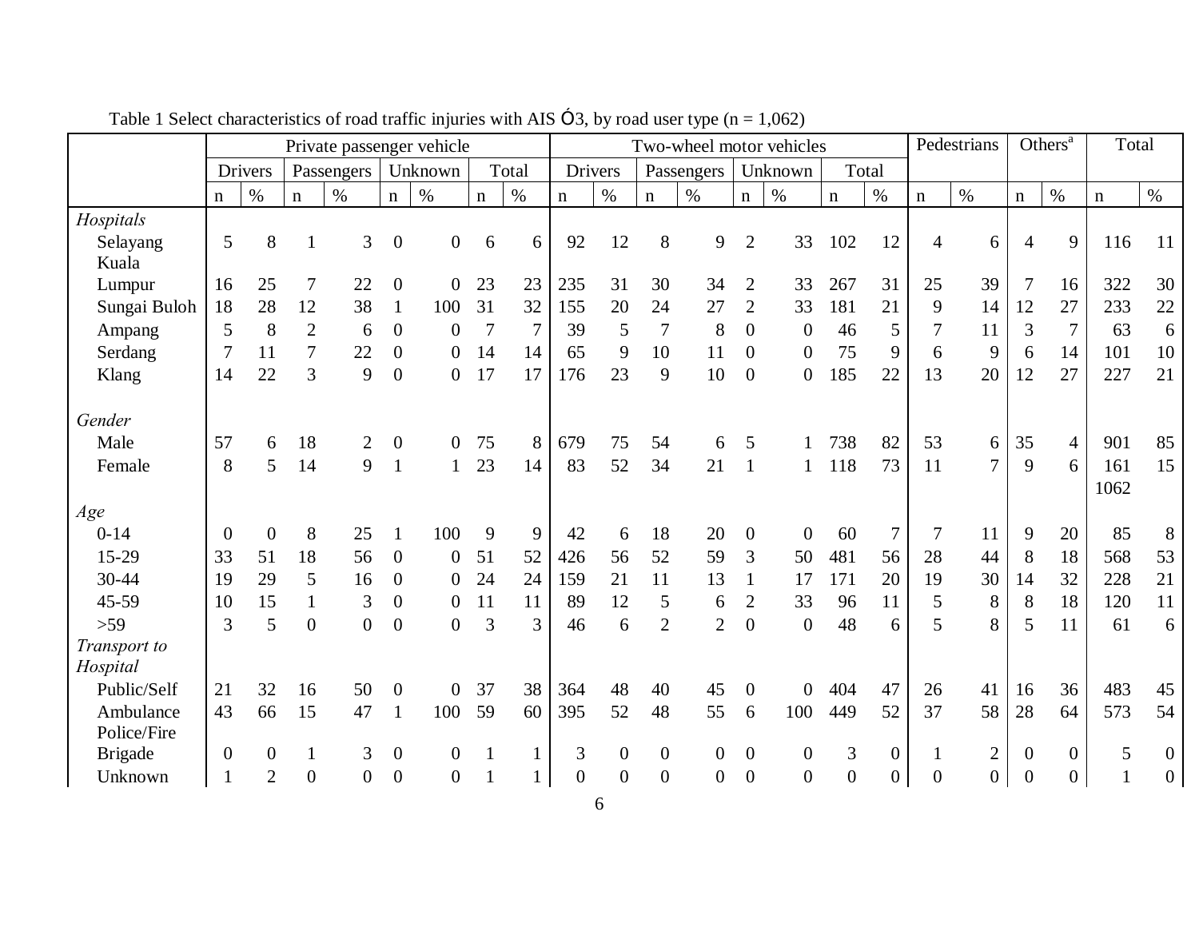Table 1 Select characteristics of road traffic injuries with AIS Ó3, by road user type (n = 1,062)

| | Private passenger vehicle | | | | | | | | Two-wheel motor vehicles | | | | | | | | Pedestrians | | Others[a] | | Total | |
|---|---|---|---|---|---|---|---|---|---|---|---|---|---|---|---|---|---|---|---|---|---|---|
| | Drivers | | Passengers | | Unknown | | Total | | Drivers | | Passengers | | Unknown | | Total | | | | | | | |
| | n | % | n | % | n | % | n | % | n | % | n | % | n | % | n | % | n | % | n | % | n | % |
| *Hospitals* | | | | | | | | | | | | | | | | | | | | | | |
| Selayang | 5 | 8 | 1 | 3 | 0 | 0 | 6 | 6 | 92 | 12 | 8 | 9 | 2 | 33 | 102 | 12 | 4 | 6 | 4 | 9 | 116 | 11 |
| Kuala Lumpur | 16 | 25 | 7 | 22 | 0 | 0 | 23 | 23 | 235 | 31 | 30 | 34 | 2 | 33 | 267 | 31 | 25 | 39 | 7 | 16 | 322 | 30 |
| Sungai Buloh | 18 | 28 | 12 | 38 | 1 | 100 | 31 | 32 | 155 | 20 | 24 | 27 | 2 | 33 | 181 | 21 | 9 | 14 | 12 | 27 | 233 | 22 |
| Ampang | 5 | 8 | 2 | 6 | 0 | 0 | 7 | 7 | 39 | 5 | 7 | 8 | 0 | 0 | 46 | 5 | 7 | 11 | 3 | 7 | 63 | 6 |
| Serdang | 7 | 11 | 7 | 22 | 0 | 0 | 14 | 14 | 65 | 9 | 10 | 11 | 0 | 0 | 75 | 9 | 6 | 9 | 6 | 14 | 101 | 10 |
| Klang | 14 | 22 | 3 | 9 | 0 | 0 | 17 | 17 | 176 | 23 | 9 | 10 | 0 | 0 | 185 | 22 | 13 | 20 | 12 | 27 | 227 | 21 |
| *Gender* | | | | | | | | | | | | | | | | | | | | | | |
| Male | 57 | 6 | 18 | 2 | 0 | 0 | 75 | 8 | 679 | 75 | 54 | 6 | 5 | 1 | 738 | 82 | 53 | 6 | 35 | 4 | 901 | 85 |
| Female | 8 | 5 | 14 | 9 | 1 | 1 | 23 | 14 | 83 | 52 | 34 | 21 | 1 | 1 | 118 | 73 | 11 | 7 | 9 | 6 | 161 | 15 |
| | | | | | | | | | | | | | | | | | | | | | 1062 | |
| *Age* | | | | | | | | | | | | | | | | | | | | | | |
| 0-14 | 0 | 0 | 8 | 25 | 1 | 100 | 9 | 9 | 42 | 6 | 18 | 20 | 0 | 0 | 60 | 7 | 7 | 11 | 9 | 20 | 85 | 8 |
| 15-29 | 33 | 51 | 18 | 56 | 0 | 0 | 51 | 52 | 426 | 56 | 52 | 59 | 3 | 50 | 481 | 56 | 28 | 44 | 8 | 18 | 568 | 53 |
| 30-44 | 19 | 29 | 5 | 16 | 0 | 0 | 24 | 24 | 159 | 21 | 11 | 13 | 1 | 17 | 171 | 20 | 19 | 30 | 14 | 32 | 228 | 21 |
| 45-59 | 10 | 15 | 1 | 3 | 0 | 0 | 11 | 11 | 89 | 12 | 5 | 6 | 2 | 33 | 96 | 11 | 5 | 8 | 8 | 18 | 120 | 11 |
| >59 | 3 | 5 | 0 | 0 | 0 | 0 | 3 | 3 | 46 | 6 | 2 | 2 | 0 | 0 | 48 | 6 | 5 | 8 | 5 | 11 | 61 | 6 |
| *Transport to Hospital* | | | | | | | | | | | | | | | | | | | | | | |
| Public/Self | 21 | 32 | 16 | 50 | 0 | 0 | 37 | 38 | 364 | 48 | 40 | 45 | 0 | 0 | 404 | 47 | 26 | 41 | 16 | 36 | 483 | 45 |
| Ambulance | 43 | 66 | 15 | 47 | 1 | 100 | 59 | 60 | 395 | 52 | 48 | 55 | 6 | 100 | 449 | 52 | 37 | 58 | 28 | 64 | 573 | 54 |
| Police/Fire Brigade | 0 | 0 | 1 | 3 | 0 | 0 | 1 | 1 | 3 | 0 | 0 | 0 | 0 | 0 | 3 | 0 | 1 | 2 | 0 | 0 | 5 | 0 |
| Unknown | 1 | 2 | 0 | 0 | 0 | 0 | 1 | 1 | 0 | 0 | 0 | 0 | 0 | 0 | 0 | 0 | 0 | 0 | 0 | 0 | 1 | 0 |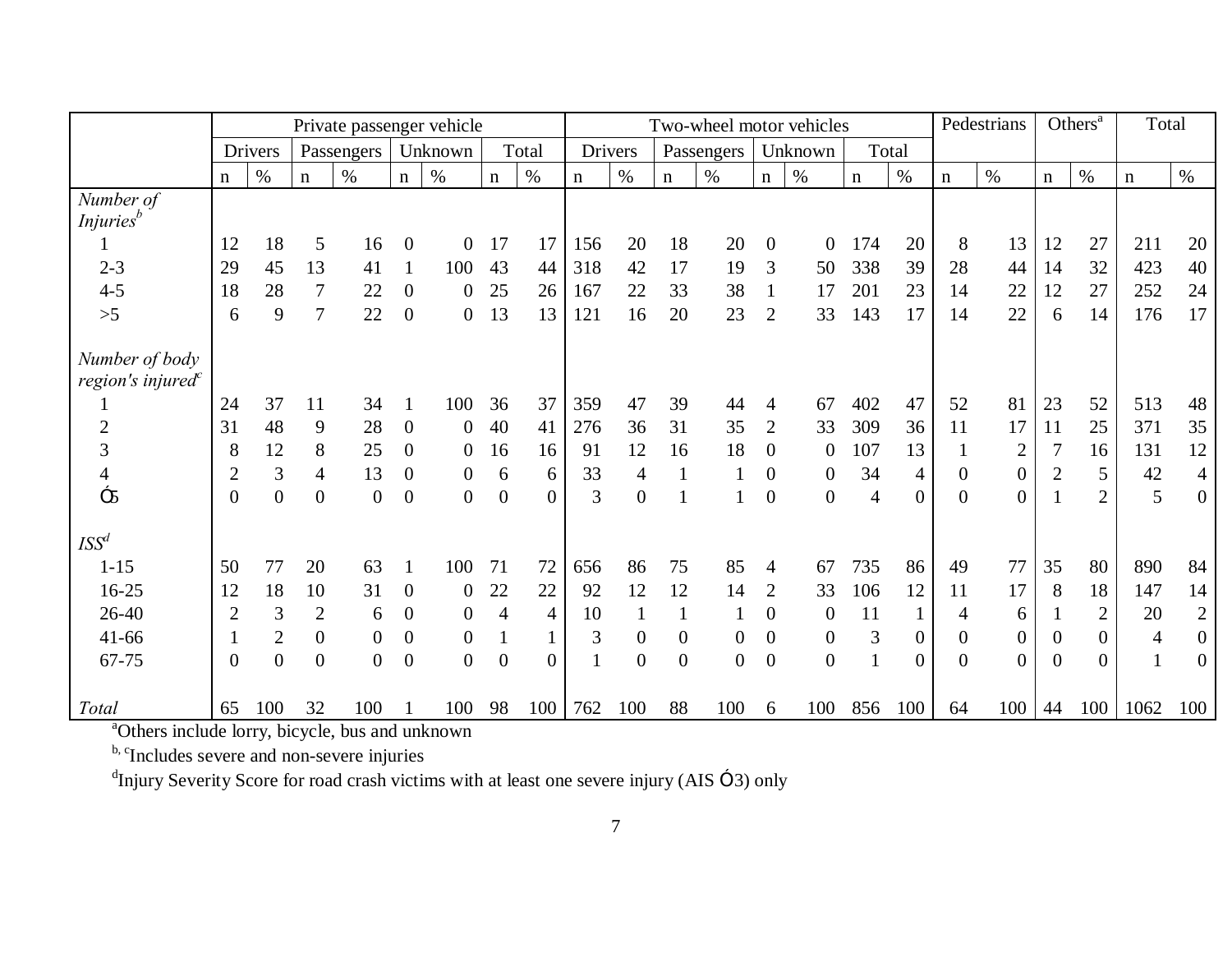| | Private passenger vehicle | | | | | | | | Two-wheel motor vehicles | | | | | | | | Pedestrians | | Others[a] | | Total | |
|---|---|---|---|---|---|---|---|---|---|---|---|---|---|---|---|---|---|---|---|---|---|---|
| | Drivers | | Passengers | | Unknown | | Total | | Drivers | | Passengers | | Unknown | | Total | | | | | | | |
| | n | % | n | % | n | % | n | % | n | % | n | % | n | % | n | % | n | % | n | % | n | % |
| *Number of Injuries*[b] | | | | | | | | | | | | | | | | | | | | | | |
| 1 | 12 | 18 | 5 | 16 | 0 | 0 | 17 | 17 | 156 | 20 | 18 | 20 | 0 | 0 | 174 | 20 | 8 | 13 | 12 | 27 | 211 | 20 |
| 2-3 | 29 | 45 | 13 | 41 | 1 | 100 | 43 | 44 | 318 | 42 | 17 | 19 | 3 | 50 | 338 | 39 | 28 | 44 | 14 | 32 | 423 | 40 |
| 4-5 | 18 | 28 | 7 | 22 | 0 | 0 | 25 | 26 | 167 | 22 | 33 | 38 | 1 | 17 | 201 | 23 | 14 | 22 | 12 | 27 | 252 | 24 |
| >5 | 6 | 9 | 7 | 22 | 0 | 0 | 13 | 13 | 121 | 16 | 20 | 23 | 2 | 33 | 143 | 17 | 14 | 22 | 6 | 14 | 176 | 17 |
| *Number of body region's injured*[c] | | | | | | | | | | | | | | | | | | | | | | |
| 1 | 24 | 37 | 11 | 34 | 1 | 100 | 36 | 37 | 359 | 47 | 39 | 44 | 4 | 67 | 402 | 47 | 52 | 81 | 23 | 52 | 513 | 48 |
| 2 | 31 | 48 | 9 | 28 | 0 | 0 | 40 | 41 | 276 | 36 | 31 | 35 | 2 | 33 | 309 | 36 | 11 | 17 | 11 | 25 | 371 | 35 |
| 3 | 8 | 12 | 8 | 25 | 0 | 0 | 16 | 16 | 91 | 12 | 16 | 18 | 0 | 0 | 107 | 13 | 1 | 2 | 7 | 16 | 131 | 12 |
| 4 | 2 | 3 | 4 | 13 | 0 | 0 | 6 | 6 | 33 | 4 | 1 | 1 | 0 | 0 | 34 | 4 | 0 | 0 | 2 | 5 | 42 | 4 |
| ≥5 | 0 | 0 | 0 | 0 | 0 | 0 | 0 | 0 | 3 | 0 | 1 | 1 | 0 | 0 | 4 | 0 | 0 | 0 | 1 | 2 | 5 | 0 |
| *ISS*[d] | | | | | | | | | | | | | | | | | | | | | | |
| 1-15 | 50 | 77 | 20 | 63 | 1 | 100 | 71 | 72 | 656 | 86 | 75 | 85 | 4 | 67 | 735 | 86 | 49 | 77 | 35 | 80 | 890 | 84 |
| 16-25 | 12 | 18 | 10 | 31 | 0 | 0 | 22 | 22 | 92 | 12 | 12 | 14 | 2 | 33 | 106 | 12 | 11 | 17 | 8 | 18 | 147 | 14 |
| 26-40 | 2 | 3 | 2 | 6 | 0 | 0 | 4 | 4 | 10 | 1 | 1 | 1 | 0 | 0 | 11 | 1 | 4 | 6 | 1 | 2 | 20 | 2 |
| 41-66 | 1 | 2 | 0 | 0 | 0 | 0 | 1 | 1 | 3 | 0 | 0 | 0 | 0 | 0 | 3 | 0 | 0 | 0 | 0 | 0 | 4 | 0 |
| 67-75 | 0 | 0 | 0 | 0 | 0 | 0 | 0 | 0 | 1 | 0 | 0 | 0 | 0 | 0 | 1 | 0 | 0 | 0 | 0 | 0 | 1 | 0 |
| *Total* | 65 | 100 | 32 | 100 | 1 | 100 | 98 | 100 | 762 | 100 | 88 | 100 | 6 | 100 | 856 | 100 | 64 | 100 | 44 | 100 | 1062 | 100 |

[a]Others include lorry, bicycle, bus and unknown

[b, c]Includes severe and non-severe injuries

[d]Injury Severity Score for road crash victims with at least one severe injury (AIS ≥3) only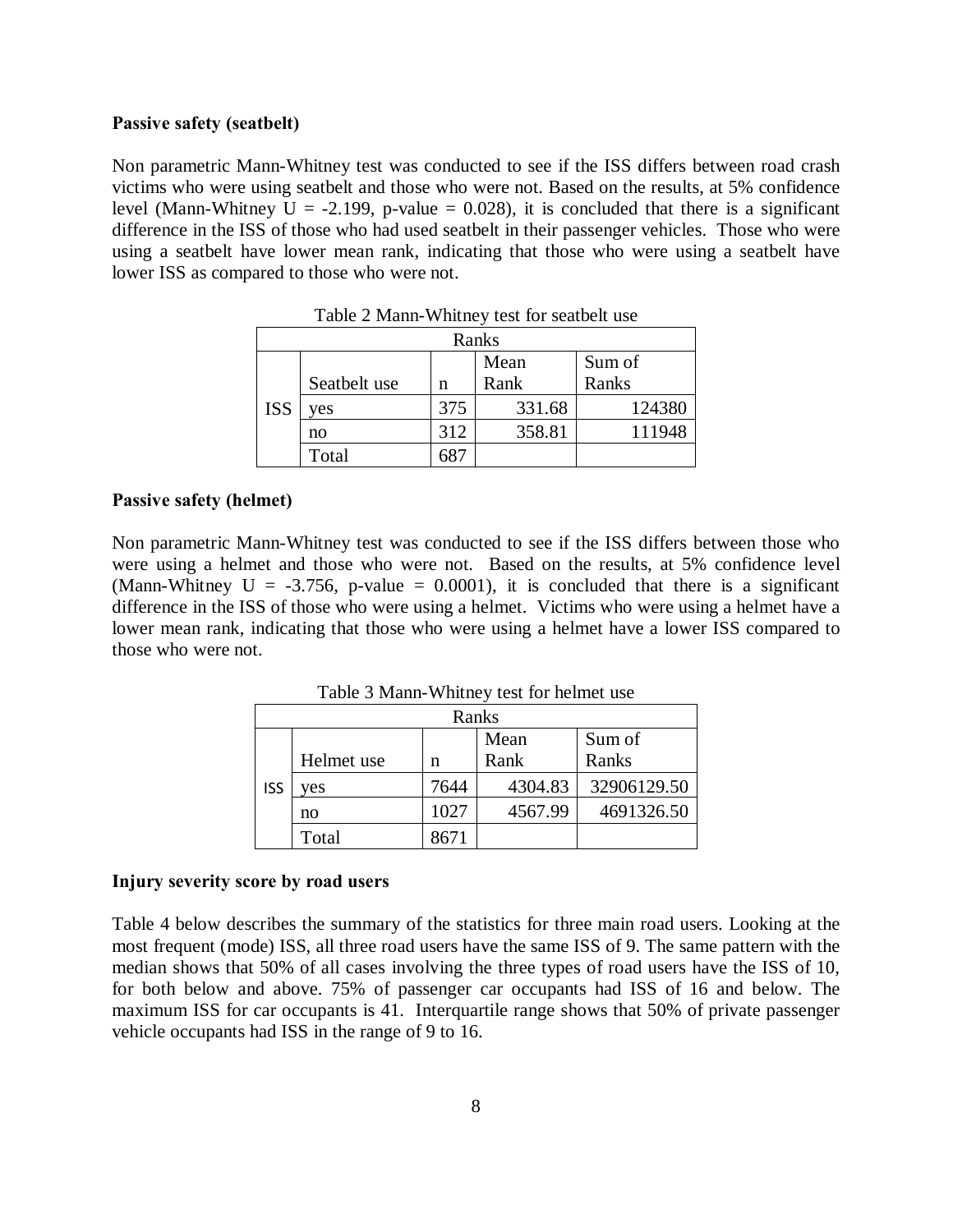**Passive safety (seatbelt)**

Non parametric Mann-Whitney test was conducted to see if the ISS differs between road crash victims who were using seatbelt and those who were not. Based on the results, at 5% confidence level (Mann-Whitney U = -2.199, p-value = 0.028), it is concluded that there is a significant difference in the ISS of those who had used seatbelt in their passenger vehicles. Those who were using a seatbelt have lower mean rank, indicating that those who were using a seatbelt have lower ISS as compared to those who were not.

Table 2 Mann-Whitney test for seatbelt use

| Ranks | | | | |
|---|---|---|---|---|
| | Seatbelt use | n | Mean Rank | Sum of Ranks |
| ISS | yes | 375 | 331.68 | 124380 |
| | no | 312 | 358.81 | 111948 |
| | Total | 687 | | |

**Passive safety (helmet)**

Non parametric Mann-Whitney test was conducted to see if the ISS differs between those who were using a helmet and those who were not. Based on the results, at 5% confidence level (Mann-Whitney U = -3.756, p-value = 0.0001), it is concluded that there is a significant difference in the ISS of those who were using a helmet. Victims who were using a helmet have a lower mean rank, indicating that those who were using a helmet have a lower ISS compared to those who were not.

Table 3 Mann-Whitney test for helmet use

| Ranks | | | | |
|---|---|---|---|---|
| | Helmet use | n | Mean Rank | Sum of Ranks |
| ISS | yes | 7644 | 4304.83 | 32906129.50 |
| | no | 1027 | 4567.99 | 4691326.50 |
| | Total | 8671 | | |

**Injury severity score by road users**

Table 4 below describes the summary of the statistics for three main road users. Looking at the most frequent (mode) ISS, all three road users have the same ISS of 9. The same pattern with the median shows that 50% of all cases involving the three types of road users have the ISS of 10, for both below and above. 75% of passenger car occupants had ISS of 16 and below. The maximum ISS for car occupants is 41. Interquartile range shows that 50% of private passenger vehicle occupants had ISS in the range of 9 to 16.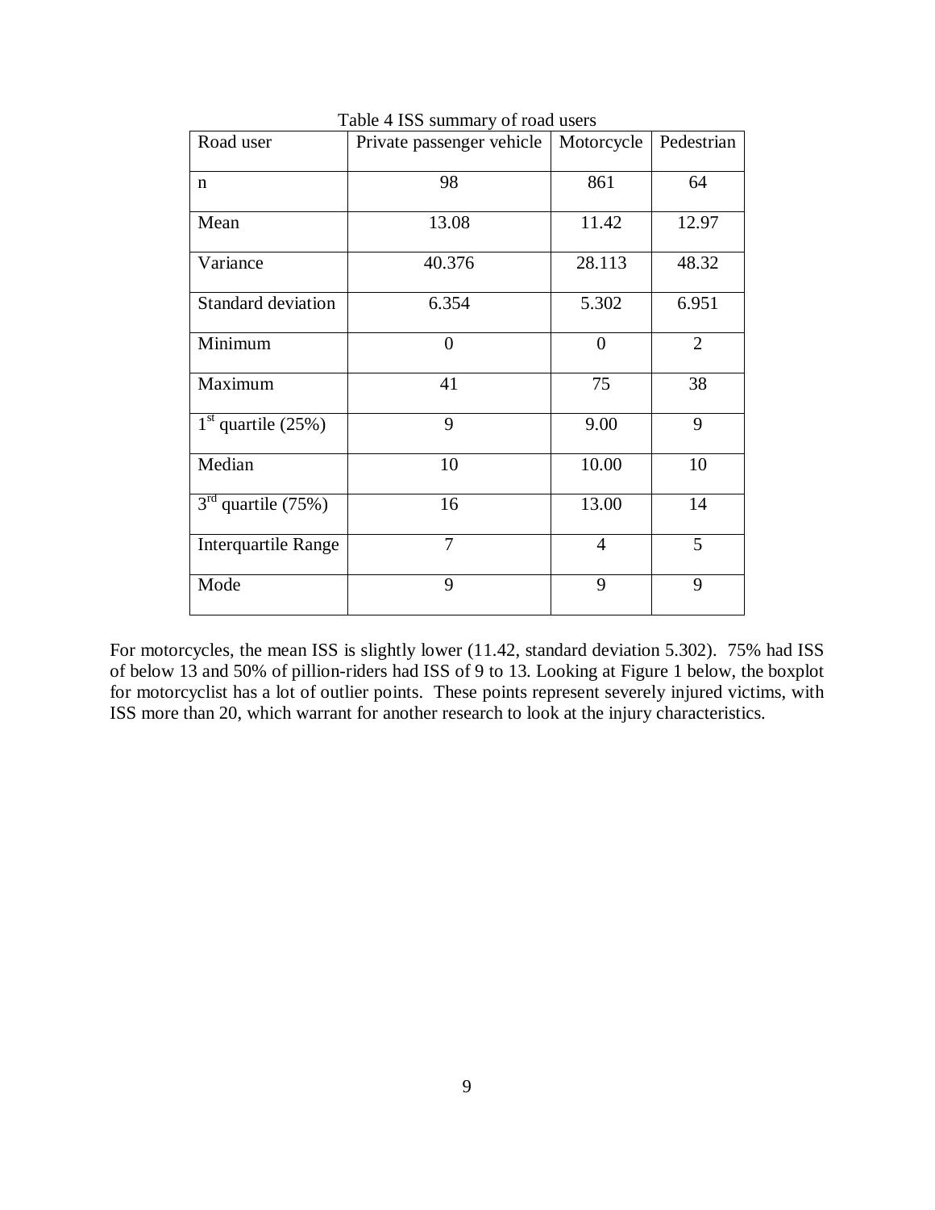Table 4 ISS summary of road users

| Road user | Private passenger vehicle | Motorcycle | Pedestrian |
|---|---|---|---|
| n | 98 | 861 | 64 |
| Mean | 13.08 | 11.42 | 12.97 |
| Variance | 40.376 | 28.113 | 48.32 |
| Standard deviation | 6.354 | 5.302 | 6.951 |
| Minimum | 0 | 0 | 2 |
| Maximum | 41 | 75 | 38 |
| 1st quartile (25%) | 9 | 9.00 | 9 |
| Median | 10 | 10.00 | 10 |
| 3rd quartile (75%) | 16 | 13.00 | 14 |
| Interquartile Range | 7 | 4 | 5 |
| Mode | 9 | 9 | 9 |

For motorcycles, the mean ISS is slightly lower (11.42, standard deviation 5.302). 75% had ISS of below 13 and 50% of pillion-riders had ISS of 9 to 13. Looking at Figure 1 below, the boxplot for motorcyclist has a lot of outlier points. These points represent severely injured victims, with ISS more than 20, which warrant for another research to look at the injury characteristics.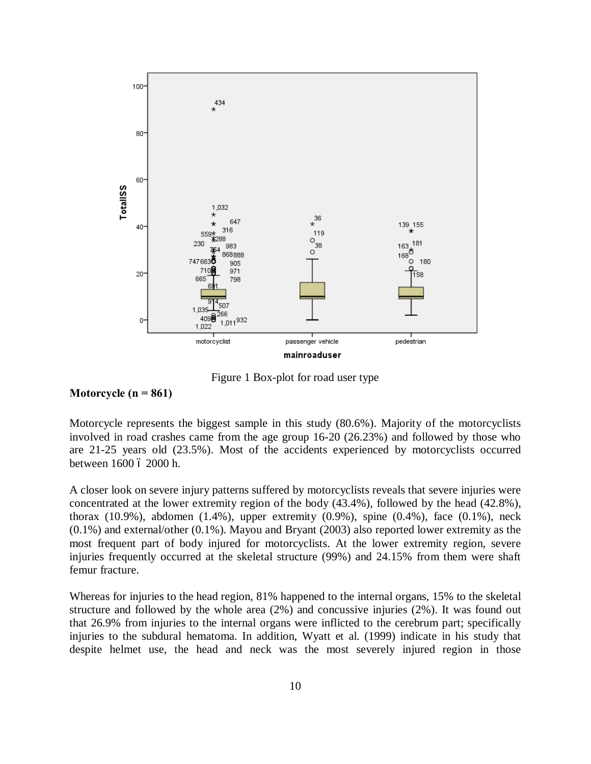Figure 1 Box-plot for road user type

**Motorcycle (n = 861)**

Motorcycle represents the biggest sample in this study (80.6%). Majority of the motorcyclists involved in road crashes came from the age group 16-20 (26.23%) and followed by those who are 21-25 years old (23.5%). Most of the accidents experienced by motorcyclists occurred between 1600 ó 2000 h.

A closer look on severe injury patterns suffered by motorcyclists reveals that severe injuries were concentrated at the lower extremity region of the body (43.4%), followed by the head (42.8%), thorax (10.9%), abdomen (1.4%), upper extremity (0.9%), spine (0.4%), face (0.1%), neck (0.1%) and external/other (0.1%). Mayou and Bryant (2003) also reported lower extremity as the most frequent part of body injured for motorcyclists. At the lower extremity region, severe injuries frequently occurred at the skeletal structure (99%) and 24.15% from them were shaft femur fracture.

Whereas for injuries to the head region, 81% happened to the internal organs, 15% to the skeletal structure and followed by the whole area (2%) and concussive injuries (2%). It was found out that 26.9% from injuries to the internal organs were inflicted to the cerebrum part; specifically injuries to the subdural hematoma. In addition, Wyatt et al. (1999) indicate in his study that despite helmet use, the head and neck was the most severely injured region in those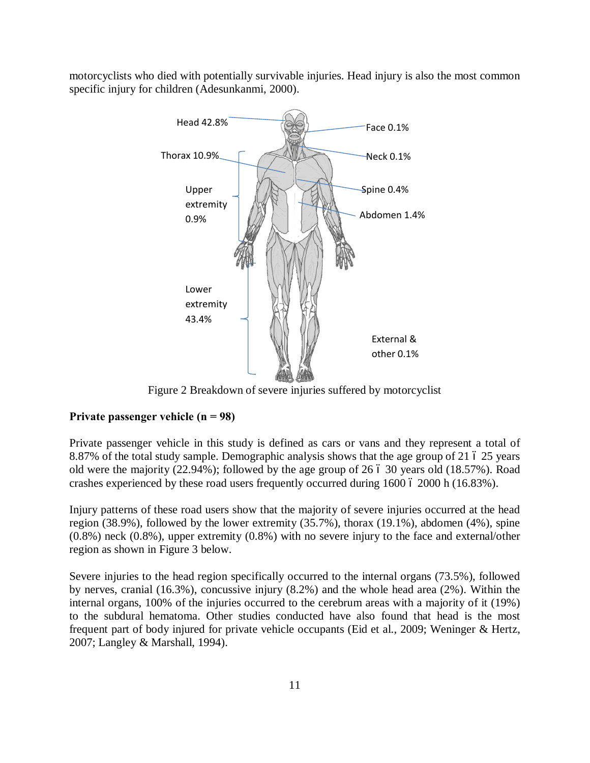motorcyclists who died with potentially survivable injuries. Head injury is also the most common specific injury for children (Adesunkanmi, 2000).

Figure 2 Breakdown of severe injuries suffered by motorcyclist

**Private passenger vehicle (n = 98)**

Private passenger vehicle in this study is defined as cars or vans and they represent a total of 8.87% of the total study sample. Demographic analysis shows that the age group of 21 – 25 years old were the majority (22.94%); followed by the age group of 26 – 30 years old (18.57%). Road crashes experienced by these road users frequently occurred during 1600 – 2000 h (16.83%).

Injury patterns of these road users show that the majority of severe injuries occurred at the head region (38.9%), followed by the lower extremity (35.7%), thorax (19.1%), abdomen (4%), spine (0.8%) neck (0.8%), upper extremity (0.8%) with no severe injury to the face and external/other region as shown in Figure 3 below.

Severe injuries to the head region specifically occurred to the internal organs (73.5%), followed by nerves, cranial (16.3%), concussive injury (8.2%) and the whole head area (2%). Within the internal organs, 100% of the injuries occurred to the cerebrum areas with a majority of it (19%) to the subdural hematoma. Other studies conducted have also found that head is the most frequent part of body injured for private vehicle occupants (Eid et al., 2009; Weninger & Hertz, 2007; Langley & Marshall, 1994).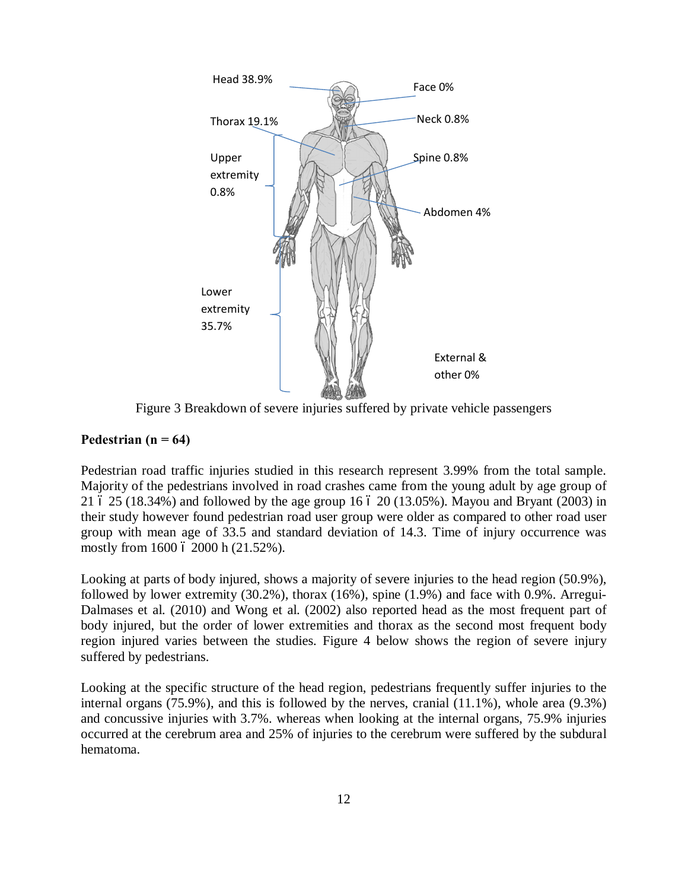Head 38.9%

Face 0%

Thorax 19.1%

Neck 0.8%

Upper extremity 0.8%

Spine 0.8%

Abdomen 4%

Lower extremity 35.7%

External & other 0%

Figure 3 Breakdown of severe injuries suffered by private vehicle passengers

**Pedestrian (n = 64)**

Pedestrian road traffic injuries studied in this research represent 3.99% from the total sample. Majority of the pedestrians involved in road crashes came from the young adult by age group of 21 – 25 (18.34%) and followed by the age group 16 – 20 (13.05%). Mayou and Bryant (2003) in their study however found pedestrian road user group were older as compared to other road user group with mean age of 33.5 and standard deviation of 14.3. Time of injury occurrence was mostly from 1600 – 2000 h (21.52%).

Looking at parts of body injured, shows a majority of severe injuries to the head region (50.9%), followed by lower extremity (30.2%), thorax (16%), spine (1.9%) and face with 0.9%. Arregui-Dalmases et al. (2010) and Wong et al. (2002) also reported head as the most frequent part of body injured, but the order of lower extremities and thorax as the second most frequent body region injured varies between the studies. Figure 4 below shows the region of severe injury suffered by pedestrians.

Looking at the specific structure of the head region, pedestrians frequently suffer injuries to the internal organs (75.9%), and this is followed by the nerves, cranial (11.1%), whole area (9.3%) and concussive injuries with 3.7%. whereas when looking at the internal organs, 75.9% injuries occurred at the cerebrum area and 25% of injuries to the cerebrum were suffered by the subdural hematoma.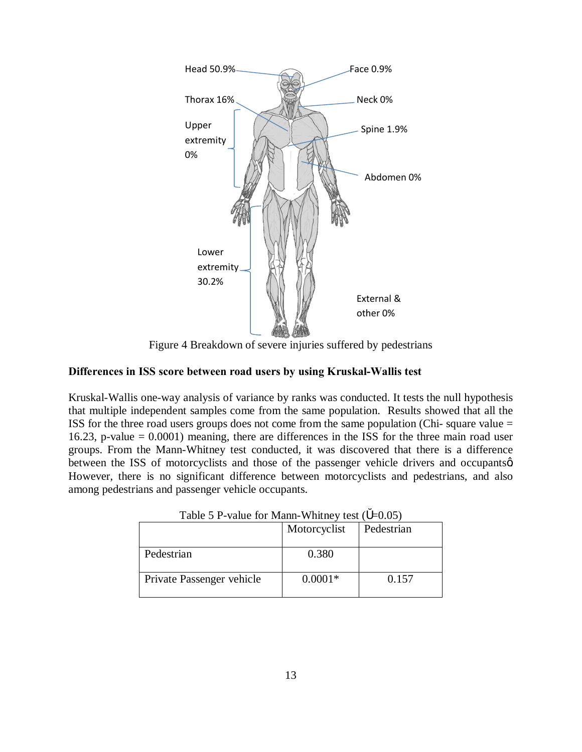Head 50.9%

Face 0.9%

Thorax 16%

Neck 0%

Upper extremity 0%

Spine 1.9%

Abdomen 0%

Lower extremity 30.2%

External & other 0%

Figure 4 Breakdown of severe injuries suffered by pedestrians

**Differences in ISS score between road users by using Kruskal-Wallis test**

Kruskal-Wallis one-way analysis of variance by ranks was conducted. It tests the null hypothesis that multiple independent samples come from the same population. Results showed that all the ISS for the three road users groups does not come from the same population (Chi- square value = 16.23, p-value = 0.0001) meaning, there are differences in the ISS for the three main road user groups. From the Mann-Whitney test conducted, it was discovered that there is a difference between the ISS of motorcyclists and those of the passenger vehicle drivers and occupantsφ However, there is no significant difference between motorcyclists and pedestrians, and also among pedestrians and passenger vehicle occupants.

Table 5 P-value for Mann-Whitney test (Ŭ=0.05)

| | Motorcyclist | Pedestrian |
|---|---|---|
| Pedestrian | 0.380 | |
| Private Passenger vehicle | 0.0001* | 0.157 |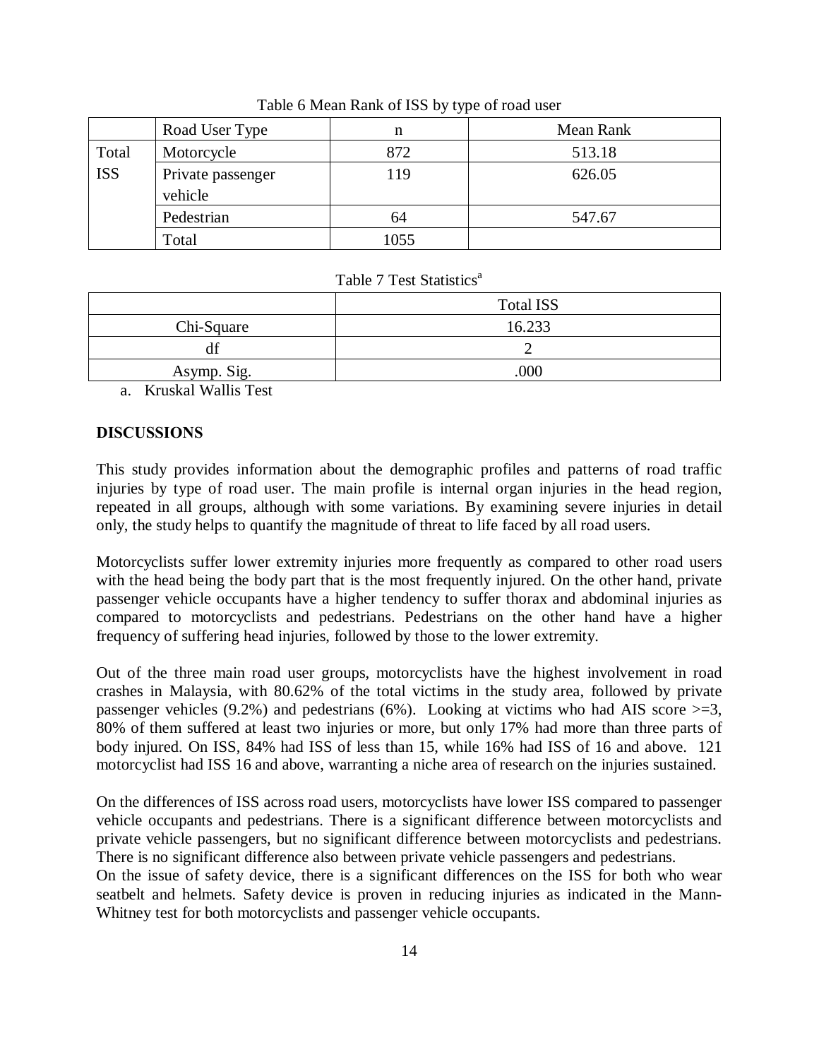Table 6 Mean Rank of ISS by type of road user

| | Road User Type | n | Mean Rank |
|---|---|---|---|
| Total ISS | Motorcycle | 872 | 513.18 |
| | Private passenger vehicle | 119 | 626.05 |
| | Pedestrian | 64 | 547.67 |
| | Total | 1055 | |

Table 7 Test Statistics[a]

| | Total ISS |
|---|---|
| Chi-Square | 16.233 |
| df | 2 |
| Asymp. Sig. | .000 |

a. Kruskal Wallis Test

**DISCUSSIONS**

This study provides information about the demographic profiles and patterns of road traffic injuries by type of road user. The main profile is internal organ injuries in the head region, repeated in all groups, although with some variations. By examining severe injuries in detail only, the study helps to quantify the magnitude of threat to life faced by all road users.

Motorcyclists suffer lower extremity injuries more frequently as compared to other road users with the head being the body part that is the most frequently injured. On the other hand, private passenger vehicle occupants have a higher tendency to suffer thorax and abdominal injuries as compared to motorcyclists and pedestrians. Pedestrians on the other hand have a higher frequency of suffering head injuries, followed by those to the lower extremity.

Out of the three main road user groups, motorcyclists have the highest involvement in road crashes in Malaysia, with 80.62% of the total victims in the study area, followed by private passenger vehicles (9.2%) and pedestrians (6%). Looking at victims who had AIS score >=3, 80% of them suffered at least two injuries or more, but only 17% had more than three parts of body injured. On ISS, 84% had ISS of less than 15, while 16% had ISS of 16 and above. 121 motorcyclist had ISS 16 and above, warranting a niche area of research on the injuries sustained.

On the differences of ISS across road users, motorcyclists have lower ISS compared to passenger vehicle occupants and pedestrians. There is a significant difference between motorcyclists and private vehicle passengers, but no significant difference between motorcyclists and pedestrians. There is no significant difference also between private vehicle passengers and pedestrians.
On the issue of safety device, there is a significant differences on the ISS for both who wear seatbelt and helmets. Safety device is proven in reducing injuries as indicated in the Mann-Whitney test for both motorcyclists and passenger vehicle occupants.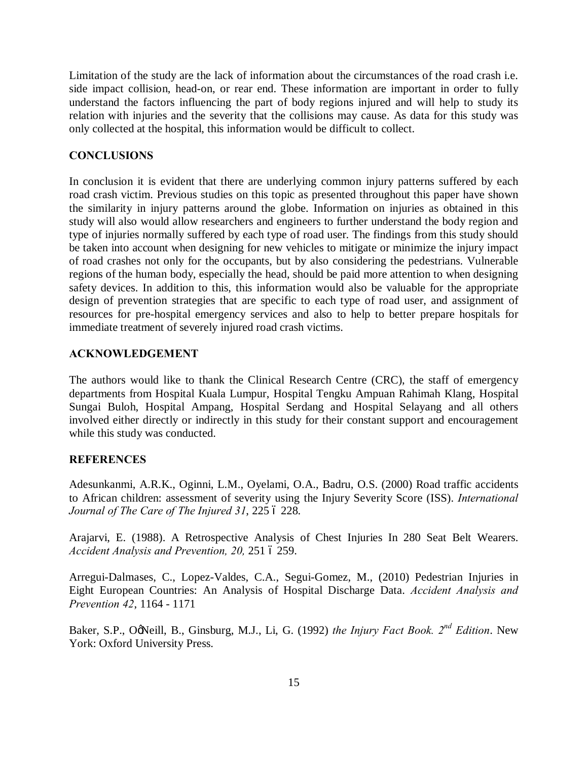Limitation of the study are the lack of information about the circumstances of the road crash i.e. side impact collision, head-on, or rear end. These information are important in order to fully understand the factors influencing the part of body regions injured and will help to study its relation with injuries and the severity that the collisions may cause. As data for this study was only collected at the hospital, this information would be difficult to collect.

## CONCLUSIONS

In conclusion it is evident that there are underlying common injury patterns suffered by each road crash victim. Previous studies on this topic as presented throughout this paper have shown the similarity in injury patterns around the globe. Information on injuries as obtained in this study will also would allow researchers and engineers to further understand the body region and type of injuries normally suffered by each type of road user. The findings from this study should be taken into account when designing for new vehicles to mitigate or minimize the injury impact of road crashes not only for the occupants, but by also considering the pedestrians. Vulnerable regions of the human body, especially the head, should be paid more attention to when designing safety devices. In addition to this, this information would also be valuable for the appropriate design of prevention strategies that are specific to each type of road user, and assignment of resources for pre-hospital emergency services and also to help to better prepare hospitals for immediate treatment of severely injured road crash victims.

## ACKNOWLEDGEMENT

The authors would like to thank the Clinical Research Centre (CRC), the staff of emergency departments from Hospital Kuala Lumpur, Hospital Tengku Ampuan Rahimah Klang, Hospital Sungai Buloh, Hospital Ampang, Hospital Serdang and Hospital Selayang and all others involved either directly or indirectly in this study for their constant support and encouragement while this study was conducted.

## REFERENCES

Adesunkanmi, A.R.K., Oginni, L.M., Oyelami, O.A., Badru, O.S. (2000) Road traffic accidents to African children: assessment of severity using the Injury Severity Score (ISS). *International Journal of The Care of The Injured 31*, 225 – 228.

Arajarvi, E. (1988). A Retrospective Analysis of Chest Injuries In 280 Seat Belt Wearers. *Accident Analysis and Prevention, 20,* 251 – 259.

Arregui-Dalmases, C., Lopez-Valdes, C.A., Segui-Gomez, M., (2010) Pedestrian Injuries in Eight European Countries: An Analysis of Hospital Discharge Data. *Accident Analysis and Prevention 42*, 1164 - 1171

Baker, S.P., O'Neill, B., Ginsburg, M.J., Li, G. (1992) *the Injury Fact Book. 2nd Edition*. New York: Oxford University Press.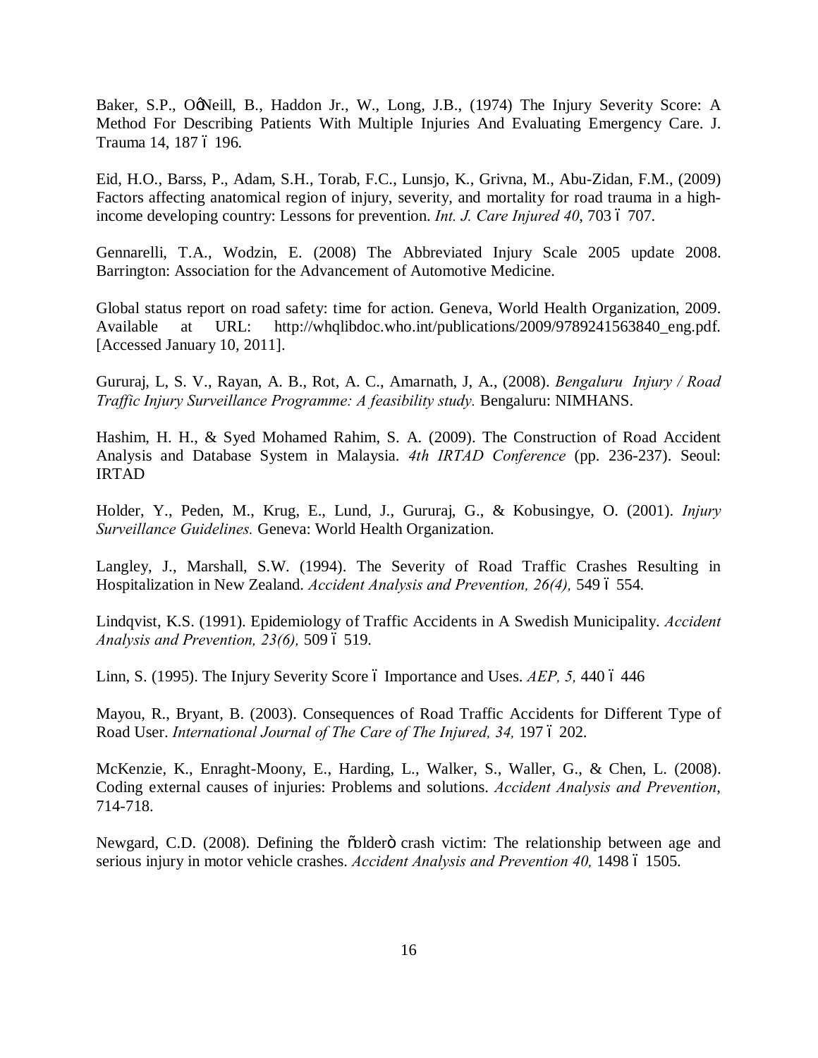Baker, S.P., O'Neill, B., Haddon Jr., W., Long, J.B., (1974) The Injury Severity Score: A Method For Describing Patients With Multiple Injuries And Evaluating Emergency Care. J. Trauma 14, 187 – 196.

Eid, H.O., Barss, P., Adam, S.H., Torab, F.C., Lunsjo, K., Grivna, M., Abu-Zidan, F.M., (2009) Factors affecting anatomical region of injury, severity, and mortality for road trauma in a high-income developing country: Lessons for prevention. *Int. J. Care Injured 40*, 703 – 707.

Gennarelli, T.A., Wodzin, E. (2008) The Abbreviated Injury Scale 2005 update 2008. Barrington: Association for the Advancement of Automotive Medicine.

Global status report on road safety: time for action. Geneva, World Health Organization, 2009. Available at URL: http://whqlibdoc.who.int/publications/2009/9789241563840_eng.pdf. [Accessed January 10, 2011].

Gururaj, L, S. V., Rayan, A. B., Rot, A. C., Amarnath, J, A., (2008). *Bengaluru Injury / Road Traffic Injury Surveillance Programme: A feasibility study.* Bengaluru: NIMHANS.

Hashim, H. H., & Syed Mohamed Rahim, S. A. (2009). The Construction of Road Accident Analysis and Database System in Malaysia. *4th IRTAD Conference* (pp. 236-237). Seoul: IRTAD

Holder, Y., Peden, M., Krug, E., Lund, J., Gururaj, G., & Kobusingye, O. (2001). *Injury Surveillance Guidelines.* Geneva: World Health Organization.

Langley, J., Marshall, S.W. (1994). The Severity of Road Traffic Crashes Resulting in Hospitalization in New Zealand. *Accident Analysis and Prevention, 26(4),* 549 – 554.

Lindqvist, K.S. (1991). Epidemiology of Traffic Accidents in A Swedish Municipality. *Accident Analysis and Prevention, 23(6),* 509 – 519.

Linn, S. (1995). The Injury Severity Score – Importance and Uses. *AEP, 5,* 440 – 446

Mayou, R., Bryant, B. (2003). Consequences of Road Traffic Accidents for Different Type of Road User. *International Journal of The Care of The Injured, 34,* 197 – 202.

McKenzie, K., Enraght-Moony, E., Harding, L., Walker, S., Waller, G., & Chen, L. (2008). Coding external causes of injuries: Problems and solutions. *Accident Analysis and Prevention*, 714-718.

Newgard, C.D. (2008). Defining the "older" crash victim: The relationship between age and serious injury in motor vehicle crashes. *Accident Analysis and Prevention 40,* 1498 – 1505.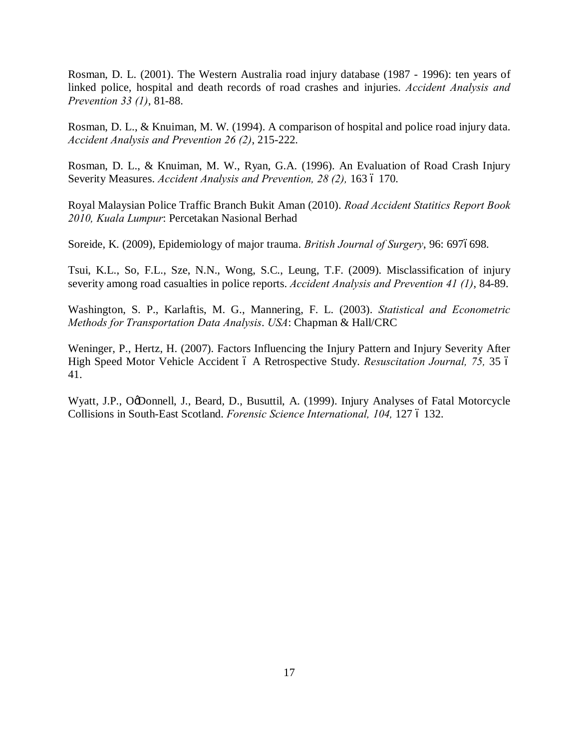Rosman, D. L. (2001). The Western Australia road injury database (1987 - 1996): ten years of linked police, hospital and death records of road crashes and injuries. *Accident Analysis and Prevention 33 (1)*, 81-88.

Rosman, D. L., & Knuiman, M. W. (1994). A comparison of hospital and police road injury data. *Accident Analysis and Prevention 26 (2)*, 215-222.

Rosman, D. L., & Knuiman, M. W., Ryan, G.A. (1996). An Evaluation of Road Crash Injury Severity Measures. *Accident Analysis and Prevention, 28 (2),* 163 ó 170.

Royal Malaysian Police Traffic Branch Bukit Aman (2010). *Road Accident Statitics Report Book 2010, Kuala Lumpur*: Percetakan Nasional Berhad

Soreide, K. (2009), Epidemiology of major trauma. *British Journal of Surgery*, 96: 697ó698.

Tsui, K.L., So, F.L., Sze, N.N., Wong, S.C., Leung, T.F. (2009). Misclassification of injury severity among road casualties in police reports. *Accident Analysis and Prevention 41 (1)*, 84-89.

Washington, S. P., Karlaftis, M. G., Mannering, F. L. (2003). *Statistical and Econometric Methods for Transportation Data Analysis*. *USA*: Chapman & Hall/CRC

Weninger, P., Hertz, H. (2007). Factors Influencing the Injury Pattern and Injury Severity After High Speed Motor Vehicle Accident ó A Retrospective Study. *Resuscitation Journal, 75,* 35 ó 41.

Wyatt, J.P., OøDonnell, J., Beard, D., Busuttil, A. (1999). Injury Analyses of Fatal Motorcycle Collisions in South-East Scotland. *Forensic Science International, 104,* 127 ó 132.